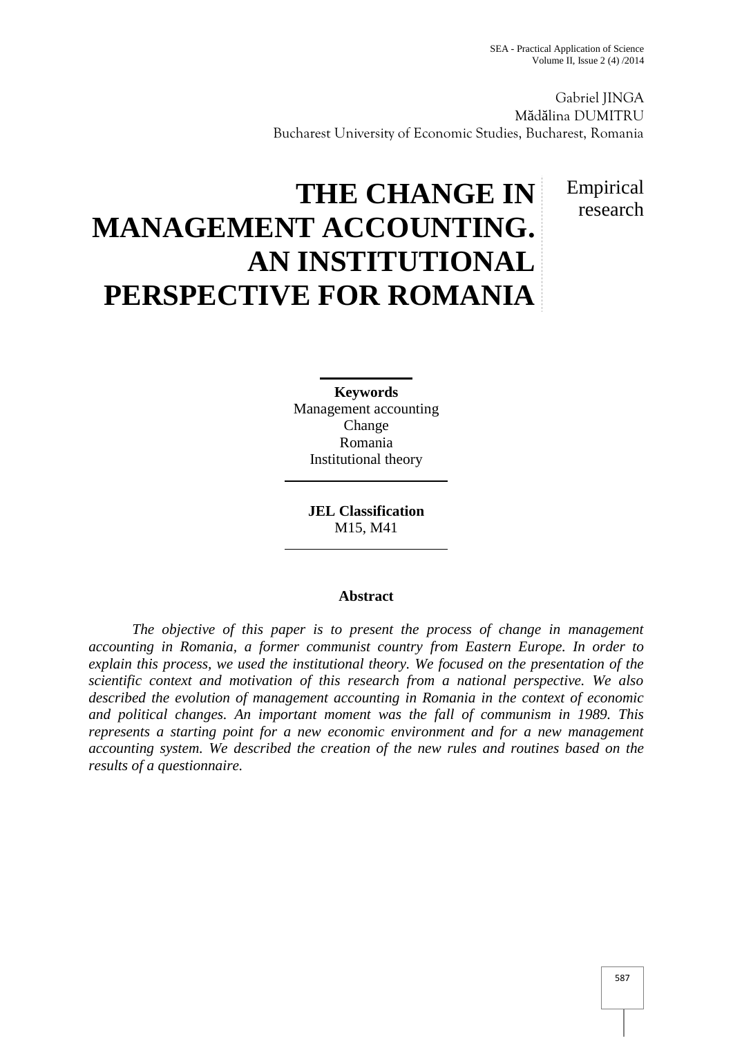Gabriel JINGA
Mădălina DUMITRU
Bucharest University of Economic Studies, Bucharest, Romania

Empirical research

# THE CHANGE IN MANAGEMENT ACCOUNTING. AN INSTITUTIONAL PERSPECTIVE FOR ROMANIA

**Keywords**
Management accounting
Change
Romania
Institutional theory

**JEL Classification**
M15, M41

**Abstract**

*The objective of this paper is to present the process of change in management accounting in Romania, a former communist country from Eastern Europe. In order to explain this process, we used the institutional theory. We focused on the presentation of the scientific context and motivation of this research from a national perspective. We also described the evolution of management accounting in Romania in the context of economic and political changes. An important moment was the fall of communism in 1989. This represents a starting point for a new economic environment and for a new management accounting system. We described the creation of the new rules and routines based on the results of a questionnaire.*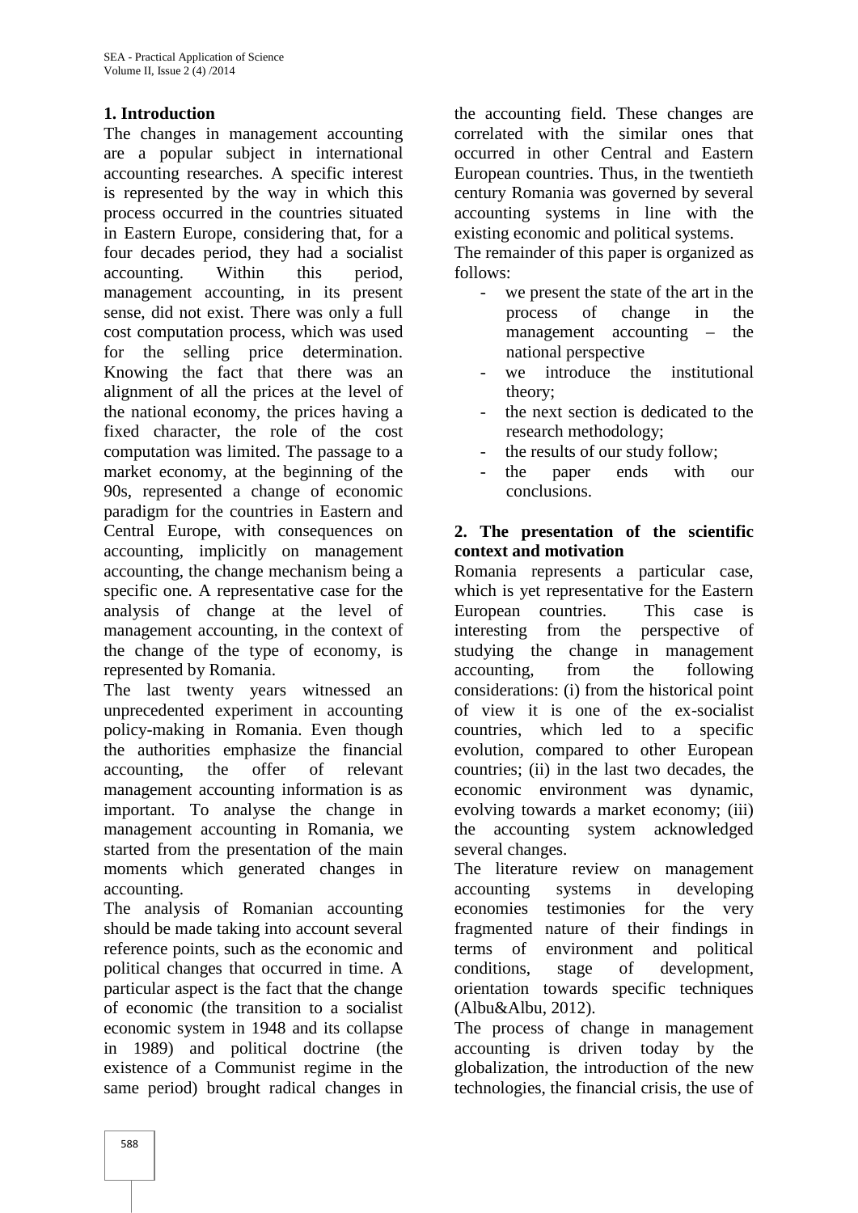## 1. Introduction

The changes in management accounting are a popular subject in international accounting researches. A specific interest is represented by the way in which this process occurred in the countries situated in Eastern Europe, considering that, for a four decades period, they had a socialist accounting. Within this period, management accounting, in its present sense, did not exist. There was only a full cost computation process, which was used for the selling price determination. Knowing the fact that there was an alignment of all the prices at the level of the national economy, the prices having a fixed character, the role of the cost computation was limited. The passage to a market economy, at the beginning of the 90s, represented a change of economic paradigm for the countries in Eastern and Central Europe, with consequences on accounting, implicitly on management accounting, the change mechanism being a specific one. A representative case for the analysis of change at the level of management accounting, in the context of the change of the type of economy, is represented by Romania.

The last twenty years witnessed an unprecedented experiment in accounting policy-making in Romania. Even though the authorities emphasize the financial accounting, the offer of relevant management accounting information is as important. To analyse the change in management accounting in Romania, we started from the presentation of the main moments which generated changes in accounting.

The analysis of Romanian accounting should be made taking into account several reference points, such as the economic and political changes that occurred in time. A particular aspect is the fact that the change of economic (the transition to a socialist economic system in 1948 and its collapse in 1989) and political doctrine (the existence of a Communist regime in the same period) brought radical changes in the accounting field. These changes are correlated with the similar ones that occurred in other Central and Eastern European countries. Thus, in the twentieth century Romania was governed by several accounting systems in line with the existing economic and political systems.

The remainder of this paper is organized as follows:

- we present the state of the art in the process of change in the management accounting – the national perspective
- we introduce the institutional theory;
- the next section is dedicated to the research methodology;
- the results of our study follow;
- the paper ends with our conclusions.

## 2. The presentation of the scientific context and motivation

Romania represents a particular case, which is yet representative for the Eastern European countries. This case is interesting from the perspective of studying the change in management accounting, from the following considerations: (i) from the historical point of view it is one of the ex-socialist countries, which led to a specific evolution, compared to other European countries; (ii) in the last two decades, the economic environment was dynamic, evolving towards a market economy; (iii) the accounting system acknowledged several changes.

The literature review on management accounting systems in developing economies testimonies for the very fragmented nature of their findings in terms of environment and political conditions, stage of development, orientation towards specific techniques (Albu&Albu, 2012).

The process of change in management accounting is driven today by the globalization, the introduction of the new technologies, the financial crisis, the use of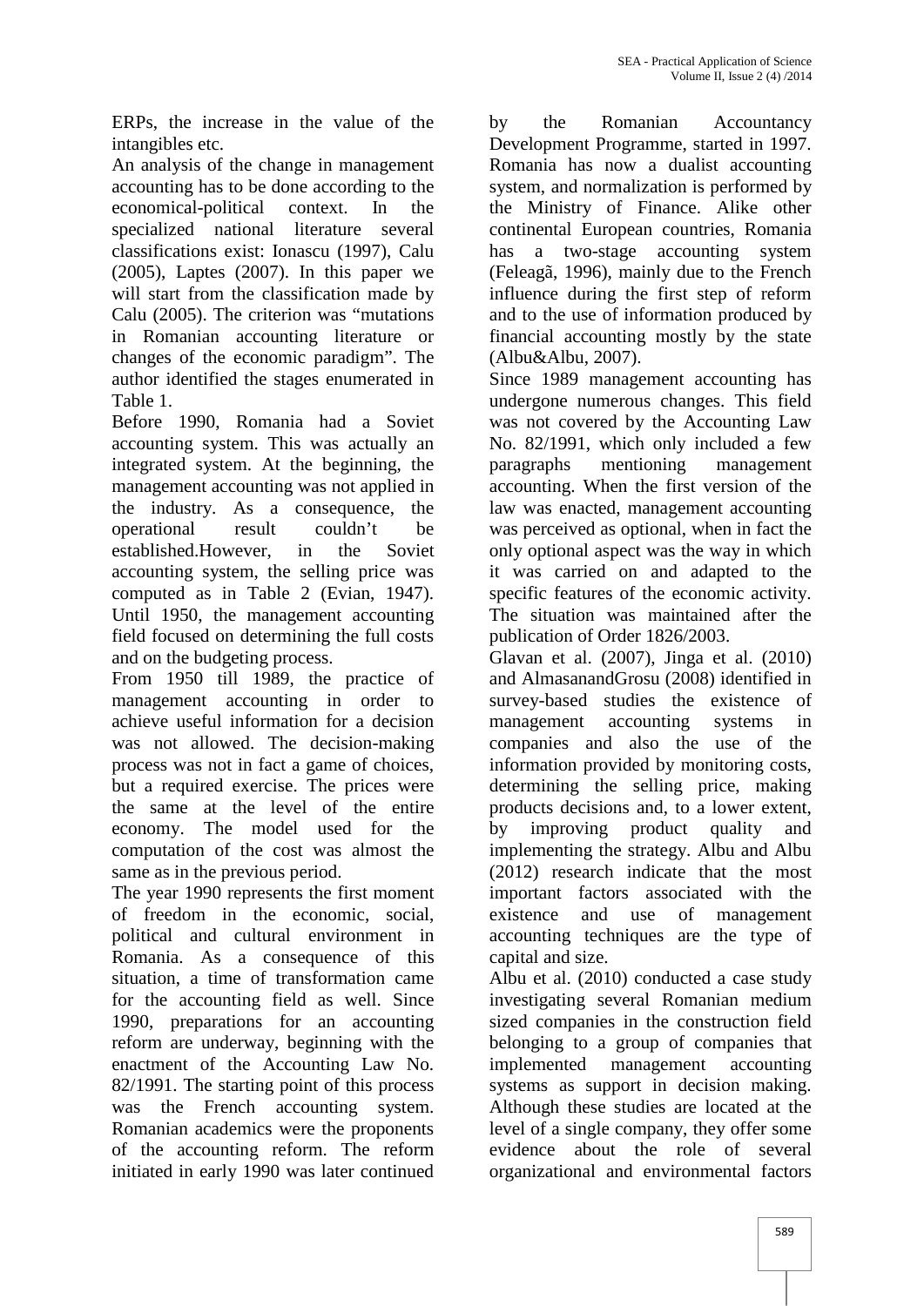ERPs, the increase in the value of the intangibles etc.

An analysis of the change in management accounting has to be done according to the economical-political context. In the specialized national literature several classifications exist: Ionascu (1997), Calu (2005), Laptes (2007). In this paper we will start from the classification made by Calu (2005). The criterion was "mutations in Romanian accounting literature or changes of the economic paradigm". The author identified the stages enumerated in Table 1.

Before 1990, Romania had a Soviet accounting system. This was actually an integrated system. At the beginning, the management accounting was not applied in the industry. As a consequence, the operational result couldn't be established.However, in the Soviet accounting system, the selling price was computed as in Table 2 (Evian, 1947). Until 1950, the management accounting field focused on determining the full costs and on the budgeting process.

From 1950 till 1989, the practice of management accounting in order to achieve useful information for a decision was not allowed. The decision-making process was not in fact a game of choices, but a required exercise. The prices were the same at the level of the entire economy. The model used for the computation of the cost was almost the same as in the previous period.

The year 1990 represents the first moment of freedom in the economic, social, political and cultural environment in Romania. As a consequence of this situation, a time of transformation came for the accounting field as well. Since 1990, preparations for an accounting reform are underway, beginning with the enactment of the Accounting Law No. 82/1991. The starting point of this process was the French accounting system. Romanian academics were the proponents of the accounting reform. The reform initiated in early 1990 was later continued by the Romanian Accountancy Development Programme, started in 1997. Romania has now a dualist accounting system, and normalization is performed by the Ministry of Finance. Alike other continental European countries, Romania has a two-stage accounting system (Feleagã, 1996), mainly due to the French influence during the first step of reform and to the use of information produced by financial accounting mostly by the state (Albu&Albu, 2007).

Since 1989 management accounting has undergone numerous changes. This field was not covered by the Accounting Law No. 82/1991, which only included a few paragraphs mentioning management accounting. When the first version of the law was enacted, management accounting was perceived as optional, when in fact the only optional aspect was the way in which it was carried on and adapted to the specific features of the economic activity. The situation was maintained after the publication of Order 1826/2003.

Glavan et al. (2007), Jinga et al. (2010) and AlmasanandGrosu (2008) identified in survey-based studies the existence of management accounting systems in companies and also the use of the information provided by monitoring costs, determining the selling price, making products decisions and, to a lower extent, by improving product quality and implementing the strategy. Albu and Albu (2012) research indicate that the most important factors associated with the existence and use of management accounting techniques are the type of capital and size.

Albu et al. (2010) conducted a case study investigating several Romanian medium sized companies in the construction field belonging to a group of companies that implemented management accounting systems as support in decision making. Although these studies are located at the level of a single company, they offer some evidence about the role of several organizational and environmental factors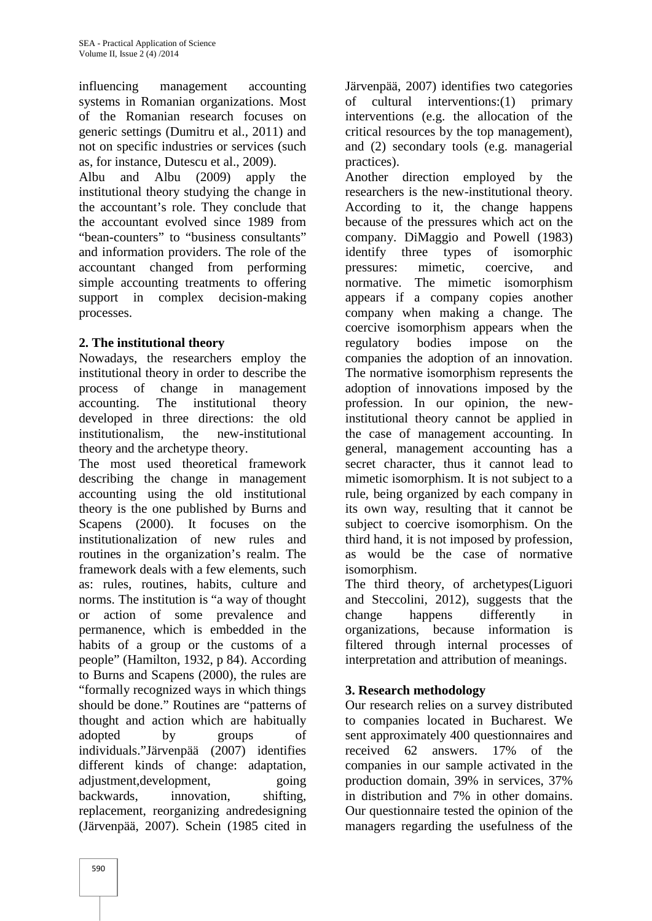influencing management accounting systems in Romanian organizations. Most of the Romanian research focuses on generic settings (Dumitru et al., 2011) and not on specific industries or services (such as, for instance, Dutescu et al., 2009).

Albu and Albu (2009) apply the institutional theory studying the change in the accountant's role. They conclude that the accountant evolved since 1989 from "bean-counters" to "business consultants" and information providers. The role of the accountant changed from performing simple accounting treatments to offering support in complex decision-making processes.

## 2. The institutional theory

Nowadays, the researchers employ the institutional theory in order to describe the process of change in management accounting. The institutional theory developed in three directions: the old institutionalism, the new-institutional theory and the archetype theory.

The most used theoretical framework describing the change in management accounting using the old institutional theory is the one published by Burns and Scapens (2000). It focuses on the institutionalization of new rules and routines in the organization's realm. The framework deals with a few elements, such as: rules, routines, habits, culture and norms. The institution is "a way of thought or action of some prevalence and permanence, which is embedded in the habits of a group or the customs of a people" (Hamilton, 1932, p 84). According to Burns and Scapens (2000), the rules are "formally recognized ways in which things should be done." Routines are "patterns of thought and action which are habitually adopted by groups of individuals."Järvenpää (2007) identifies different kinds of change: adaptation, adjustment,development, going backwards, innovation, shifting, replacement, reorganizing andredesigning (Järvenpää, 2007). Schein (1985 cited in Järvenpää, 2007) identifies two categories of cultural interventions:(1) primary interventions (e.g. the allocation of the critical resources by the top management), and (2) secondary tools (e.g. managerial practices).

Another direction employed by the researchers is the new-institutional theory. According to it, the change happens because of the pressures which act on the company. DiMaggio and Powell (1983) identify three types of isomorphic pressures: mimetic, coercive, and normative. The mimetic isomorphism appears if a company copies another company when making a change. The coercive isomorphism appears when the regulatory bodies impose on the companies the adoption of an innovation. The normative isomorphism represents the adoption of innovations imposed by the profession. In our opinion, the new-institutional theory cannot be applied in the case of management accounting. In general, management accounting has a secret character, thus it cannot lead to mimetic isomorphism. It is not subject to a rule, being organized by each company in its own way, resulting that it cannot be subject to coercive isomorphism. On the third hand, it is not imposed by profession, as would be the case of normative isomorphism.

The third theory, of archetypes(Liguori and Steccolini, 2012), suggests that the change happens differently in organizations, because information is filtered through internal processes of interpretation and attribution of meanings.

## 3. Research methodology

Our research relies on a survey distributed to companies located in Bucharest. We sent approximately 400 questionnaires and received 62 answers. 17% of the companies in our sample activated in the production domain, 39% in services, 37% in distribution and 7% in other domains. Our questionnaire tested the opinion of the managers regarding the usefulness of the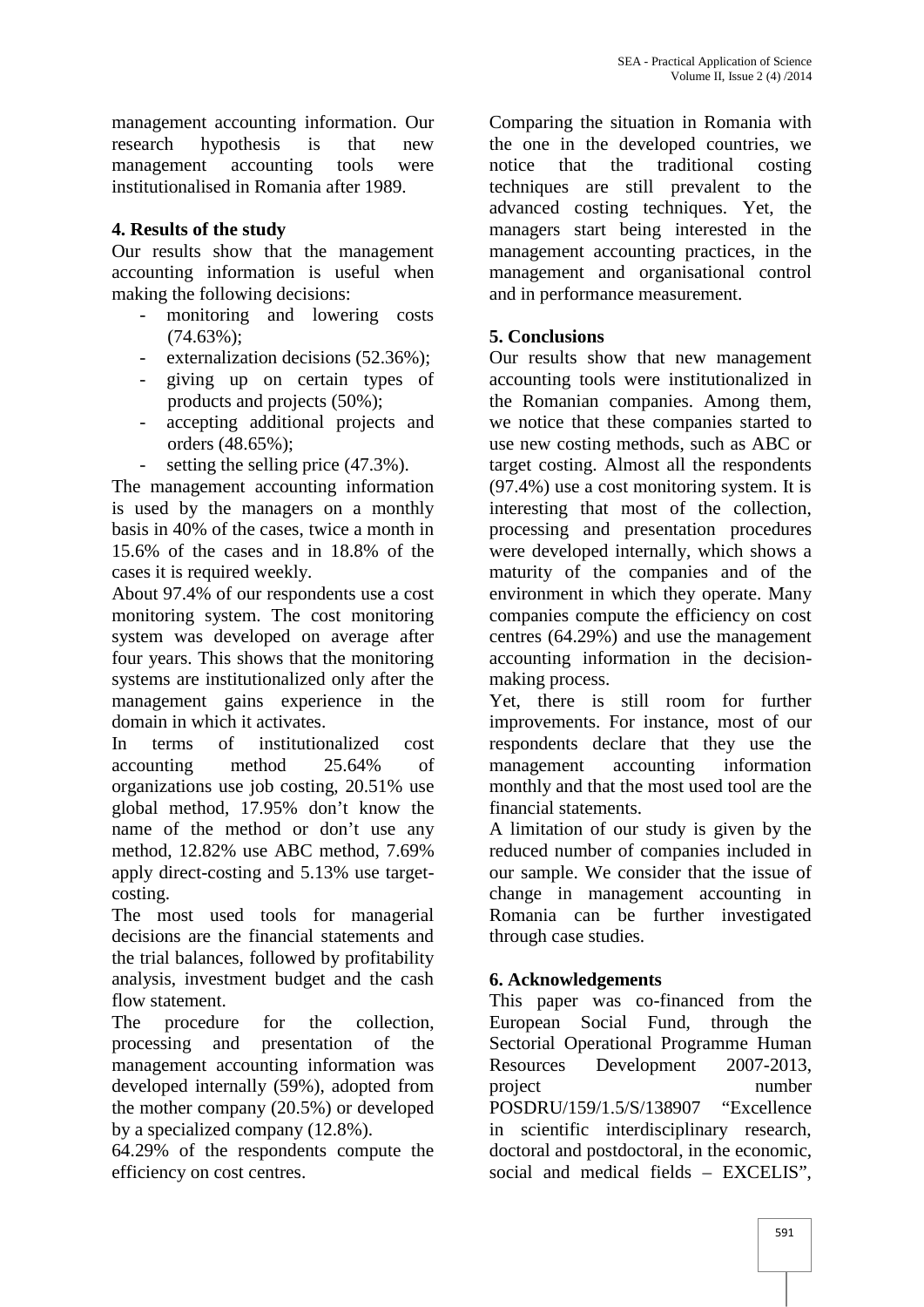management accounting information. Our research hypothesis is that new management accounting tools were institutionalised in Romania after 1989.

## 4. Results of the study

Our results show that the management accounting information is useful when making the following decisions:

- monitoring and lowering costs (74.63%);
- externalization decisions (52.36%);
- giving up on certain types of products and projects (50%);
- accepting additional projects and orders (48.65%);
- setting the selling price (47.3%).

The management accounting information is used by the managers on a monthly basis in 40% of the cases, twice a month in 15.6% of the cases and in 18.8% of the cases it is required weekly.

About 97.4% of our respondents use a cost monitoring system. The cost monitoring system was developed on average after four years. This shows that the monitoring systems are institutionalized only after the management gains experience in the domain in which it activates.

In terms of institutionalized cost accounting method 25.64% of organizations use job costing, 20.51% use global method, 17.95% don't know the name of the method or don't use any method, 12.82% use ABC method, 7.69% apply direct-costing and 5.13% use target-costing.

The most used tools for managerial decisions are the financial statements and the trial balances, followed by profitability analysis, investment budget and the cash flow statement.

The procedure for the collection, processing and presentation of the management accounting information was developed internally (59%), adopted from the mother company (20.5%) or developed by a specialized company (12.8%).

64.29% of the respondents compute the efficiency on cost centres.

Comparing the situation in Romania with the one in the developed countries, we notice that the traditional costing techniques are still prevalent to the advanced costing techniques. Yet, the managers start being interested in the management accounting practices, in the management and organisational control and in performance measurement.

## 5. Conclusions

Our results show that new management accounting tools were institutionalized in the Romanian companies. Among them, we notice that these companies started to use new costing methods, such as ABC or target costing. Almost all the respondents (97.4%) use a cost monitoring system. It is interesting that most of the collection, processing and presentation procedures were developed internally, which shows a maturity of the companies and of the environment in which they operate. Many companies compute the efficiency on cost centres (64.29%) and use the management accounting information in the decision-making process.

Yet, there is still room for further improvements. For instance, most of our respondents declare that they use the management accounting information monthly and that the most used tool are the financial statements.

A limitation of our study is given by the reduced number of companies included in our sample. We consider that the issue of change in management accounting in Romania can be further investigated through case studies.

## 6. Acknowledgements

This paper was co-financed from the European Social Fund, through the Sectorial Operational Programme Human Resources Development 2007-2013, project number POSDRU/159/1.5/S/138907 "Excellence in scientific interdisciplinary research, doctoral and postdoctoral, in the economic, social and medical fields – EXCELIS",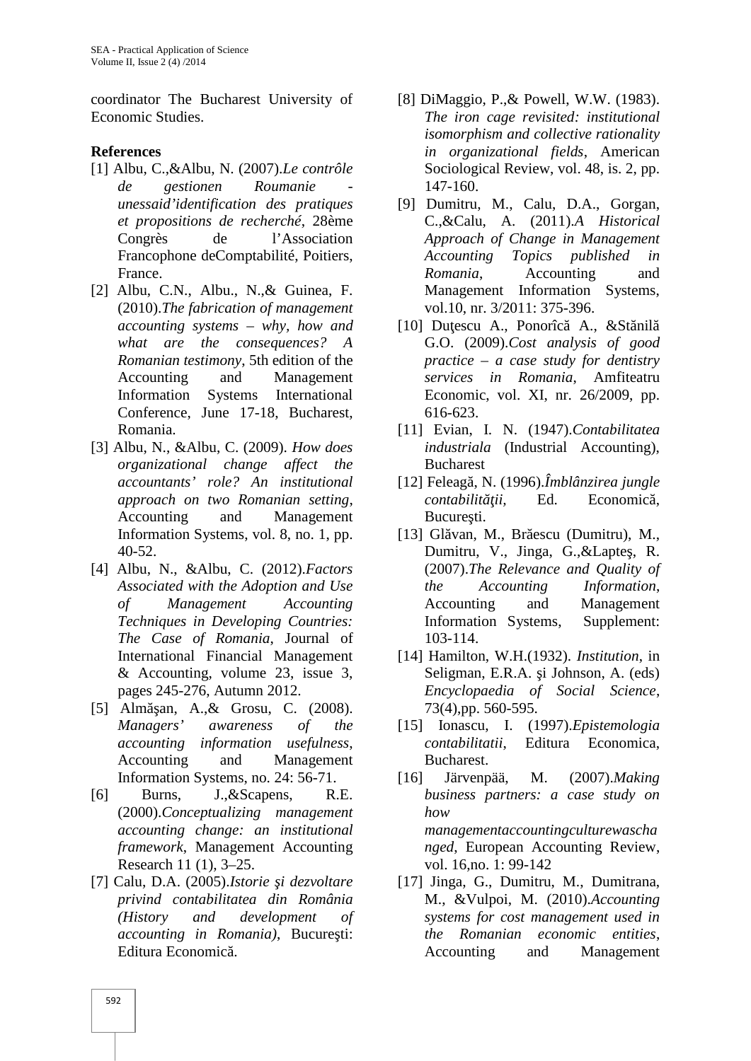coordinator The Bucharest University of Economic Studies.

**References**

[1] Albu, C.,&Albu, N. (2007).*Le contrôle de gestionen Roumanie - unessaid'identification des pratiques et propositions de recherché*, 28ème Congrès de l'Association Francophone deComptabilité, Poitiers, France.

[2] Albu, C.N., Albu., N.,& Guinea, F. (2010).*The fabrication of management accounting systems – why, how and what are the consequences? A Romanian testimony*, 5th edition of the Accounting and Management Information Systems International Conference, June 17-18, Bucharest, Romania.

[3] Albu, N., &Albu, C. (2009). *How does organizational change affect the accountants' role? An institutional approach on two Romanian setting*, Accounting and Management Information Systems, vol. 8, no. 1, pp. 40-52.

[4] Albu, N., &Albu, C. (2012).*Factors Associated with the Adoption and Use of Management Accounting Techniques in Developing Countries: The Case of Romania*, Journal of International Financial Management & Accounting, volume 23, issue 3, pages 245-276, Autumn 2012.

[5] Almăşan, A.,& Grosu, C. (2008). *Managers' awareness of the accounting information usefulness*, Accounting and Management Information Systems, no. 24: 56-71.

[6] Burns, J.,&Scapens, R.E. (2000).*Conceptualizing management accounting change: an institutional framework*, Management Accounting Research 11 (1), 3–25.

[7] Calu, D.A. (2005).*Istorie şi dezvoltare privind contabilitatea din România (History and development of accounting in Romania)*, Bucureşti: Editura Economică.

[8] DiMaggio, P.,& Powell, W.W. (1983). *The iron cage revisited: institutional isomorphism and collective rationality in organizational fields*, American Sociological Review, vol. 48, is. 2, pp. 147-160.

[9] Dumitru, M., Calu, D.A., Gorgan, C.,&Calu, A. (2011).*A Historical Approach of Change in Management Accounting Topics published in Romania*, Accounting and Management Information Systems, vol.10, nr. 3/2011: 375-396.

[10] Duţescu A., Ponorîcă A., &Stănilă G.O. (2009).*Cost analysis of good practice – a case study for dentistry services in Romania*, Amfiteatru Economic, vol. XI, nr. 26/2009, pp. 616-623.

[11] Evian, I. N. (1947).*Contabilitatea industriala* (Industrial Accounting), Bucharest

[12] Feleagă, N. (1996).*Îmblânzirea jungle contabilităţii*, Ed. Economică, Bucureşti.

[13] Glăvan, M., Brăescu (Dumitru), M., Dumitru, V., Jinga, G.,&Lapteş, R. (2007).*The Relevance and Quality of the Accounting Information*, Accounting and Management Information Systems, Supplement: 103-114.

[14] Hamilton, W.H.(1932). *Institution*, in Seligman, E.R.A. şi Johnson, A. (eds) *Encyclopaedia of Social Science*, 73(4),pp. 560-595.

[15] Ionascu, I. (1997).*Epistemologia contabilitatii*, Editura Economica, Bucharest.

[16] Järvenpää, M. (2007).*Making business partners: a case study on how managementaccountingculturewaschanged*, European Accounting Review, vol. 16,no. 1: 99-142

[17] Jinga, G., Dumitru, M., Dumitrana, M., &Vulpoi, M. (2010).*Accounting systems for cost management used in the Romanian economic entities*, Accounting and Management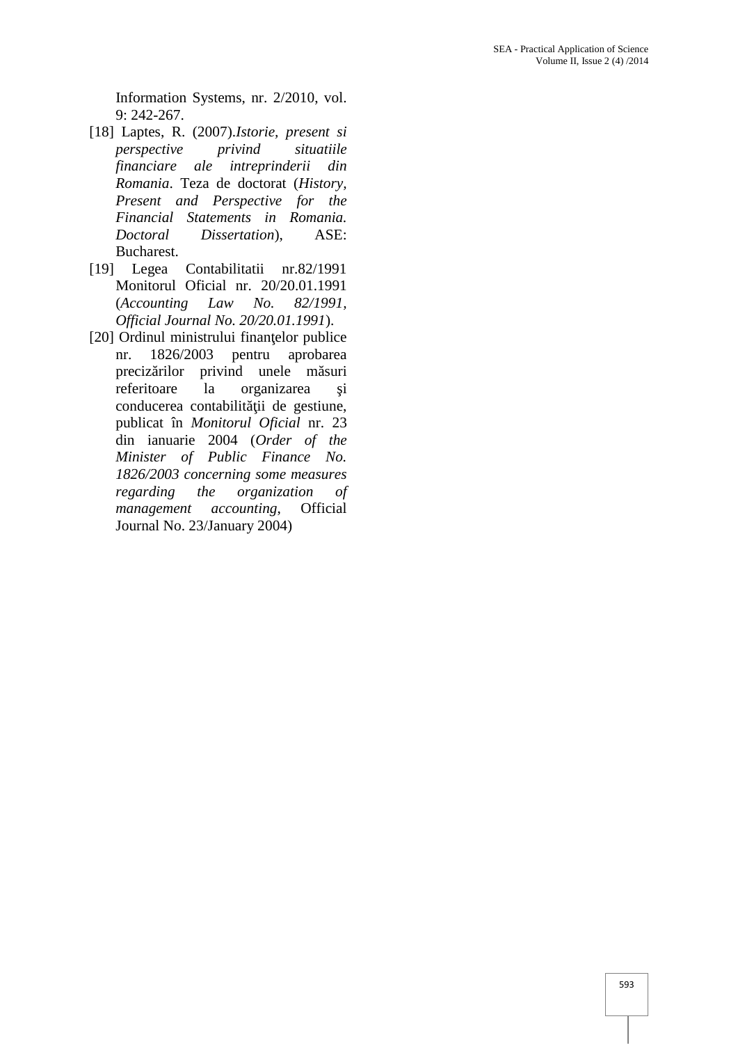Information Systems, nr. 2/2010, vol. 9: 242-267.

[18] Laptes, R. (2007).*Istorie, present si perspective privind situatiile financiare ale intreprinderii din Romania*. Teza de doctorat (*History, Present and Perspective for the Financial Statements in Romania. Doctoral Dissertation*), ASE: Bucharest.

[19] Legea Contabilitatii nr.82/1991 Monitorul Oficial nr. 20/20.01.1991 (*Accounting Law No. 82/1991, Official Journal No. 20/20.01.1991*).

[20] Ordinul ministrului finanţelor publice nr. 1826/2003 pentru aprobarea precizărilor privind unele măsuri referitoare la organizarea şi conducerea contabilităţii de gestiune, publicat în *Monitorul Oficial* nr. 23 din ianuarie 2004 (*Order of the Minister of Public Finance No. 1826/2003 concerning some measures regarding the organization of management accounting*, Official Journal No. 23/January 2004)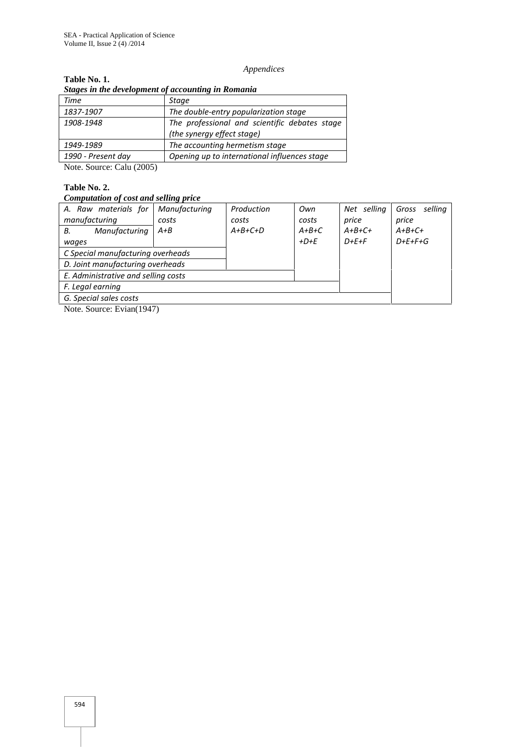*Appendices*

**Table No. 1.**

***Stages in the development of accounting in Romania***

| *Time* | *Stage* |
|---|---|
| *1837-1907* | *The double-entry popularization stage* |
| *1908-1948* | *The professional and scientific debates stage (the synergy effect stage)* |
| *1949-1989* | *The accounting hermetism stage* |
| *1990 - Present day* | *Opening up to international influences stage* |

Note. Source: Calu (2005)

**Table No. 2.**

***Computation of cost and selling price***

| | | | | | |
|---|---|---|---|---|---|
| *A. Raw materials for manufacturing* <br> *B. Manufacturing wages* | *Manufacturing costs* <br> *A+B* | *Production costs* <br> *A+B+C+D* | *Own costs* <br> *A+B+C +D+E* | *Net selling price* <br> *A+B+C+ D+E+F* | *Gross selling price* <br> *A+B+C+ D+E+F+G* |
| *C Special manufacturing overheads* | | | | | |
| *D. Joint manufacturing overheads* | | | | | |
| *E. Administrative and selling costs* | | | | | |
| *F. Legal earning* | | | | | |
| *G. Special sales costs* | | | | | |

Note. Source: Evian(1947)